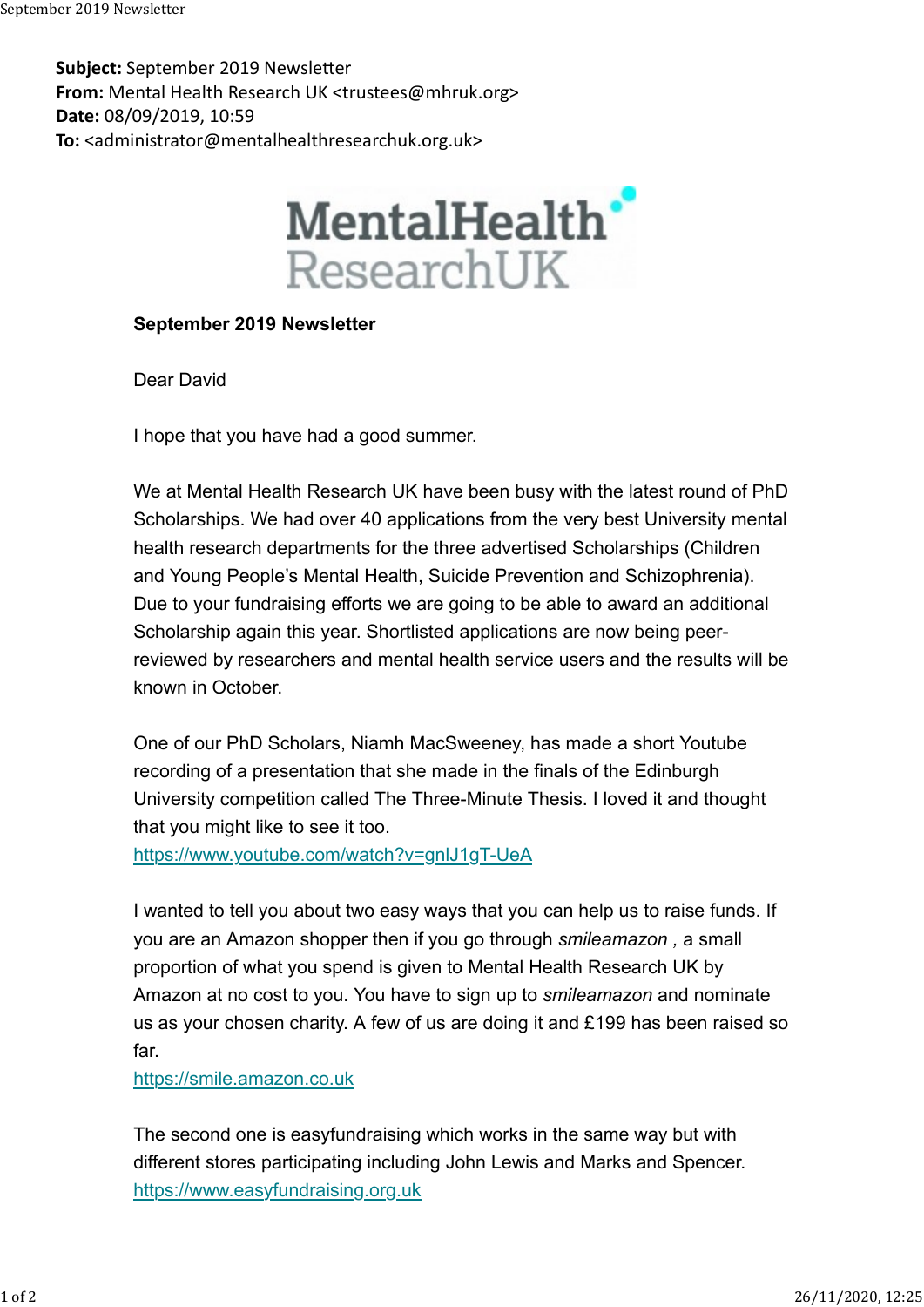**Subject:** September 2019 Newsletter
**From:** Mental Health Research UK <trustees@mhruk.org>
**Date:** 08/09/2019, 10:59
**To:** <administrator@mentalhealthresearchuk.org.uk>

MentalHealth ResearchUK

**September 2019 Newsletter**

Dear David

I hope that you have had a good summer.

We at Mental Health Research UK have been busy with the latest round of PhD Scholarships. We had over 40 applications from the very best University mental health research departments for the three advertised Scholarships (Children and Young People's Mental Health, Suicide Prevention and Schizophrenia). Due to your fundraising efforts we are going to be able to award an additional Scholarship again this year. Shortlisted applications are now being peer-reviewed by researchers and mental health service users and the results will be known in October.

One of our PhD Scholars, Niamh MacSweeney, has made a short Youtube recording of a presentation that she made in the finals of the Edinburgh University competition called The Three-Minute Thesis. I loved it and thought that you might like to see it too.
https://www.youtube.com/watch?v=gnlJ1gT-UeA

I wanted to tell you about two easy ways that you can help us to raise funds. If you are an Amazon shopper then if you go through *smileamazon* , a small proportion of what you spend is given to Mental Health Research UK by Amazon at no cost to you. You have to sign up to *smileamazon* and nominate us as your chosen charity. A few of us are doing it and £199 has been raised so far.
https://smile.amazon.co.uk

The second one is easyfundraising which works in the same way but with different stores participating including John Lewis and Marks and Spencer.
https://www.easyfundraising.org.uk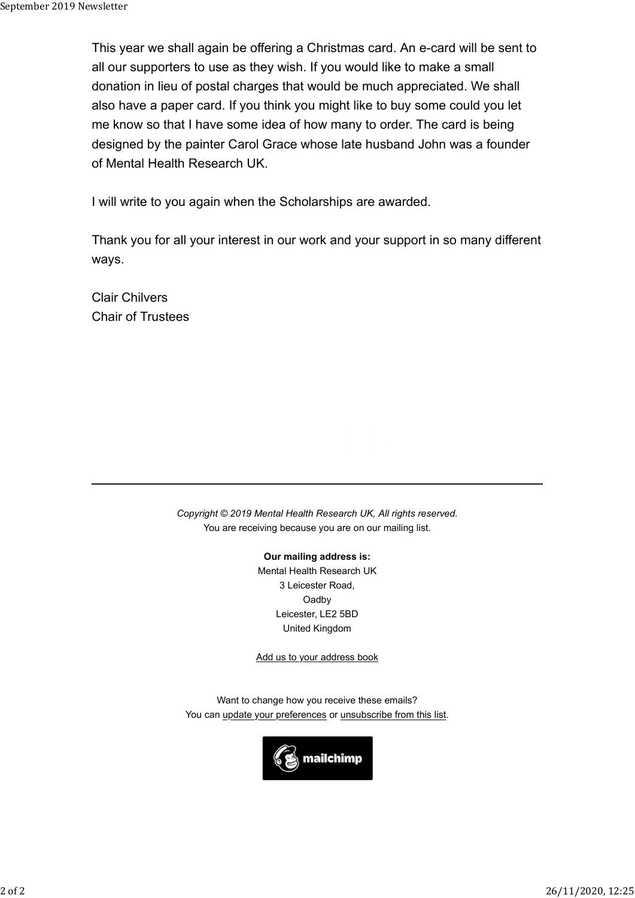This year we shall again be offering a Christmas card. An e-card will be sent to all our supporters to use as they wish. If you would like to make a small donation in lieu of postal charges that would be much appreciated. We shall also have a paper card. If you think you might like to buy some could you let me know so that I have some idea of how many to order. The card is being designed by the painter Carol Grace whose late husband John was a founder of Mental Health Research UK.

I will write to you again when the Scholarships are awarded.

Thank you for all your interest in our work and your support in so many different ways.

Clair Chilvers
Chair of Trustees

---

*Copyright © 2019 Mental Health Research UK, All rights reserved.*
You are receiving because you are on our mailing list.

**Our mailing address is:**
Mental Health Research UK
3 Leicester Road,
Oadby
Leicester, LE2 5BD
United Kingdom

Add us to your address book

Want to change how you receive these emails?
You can update your preferences or unsubscribe from this list.

mailchimp